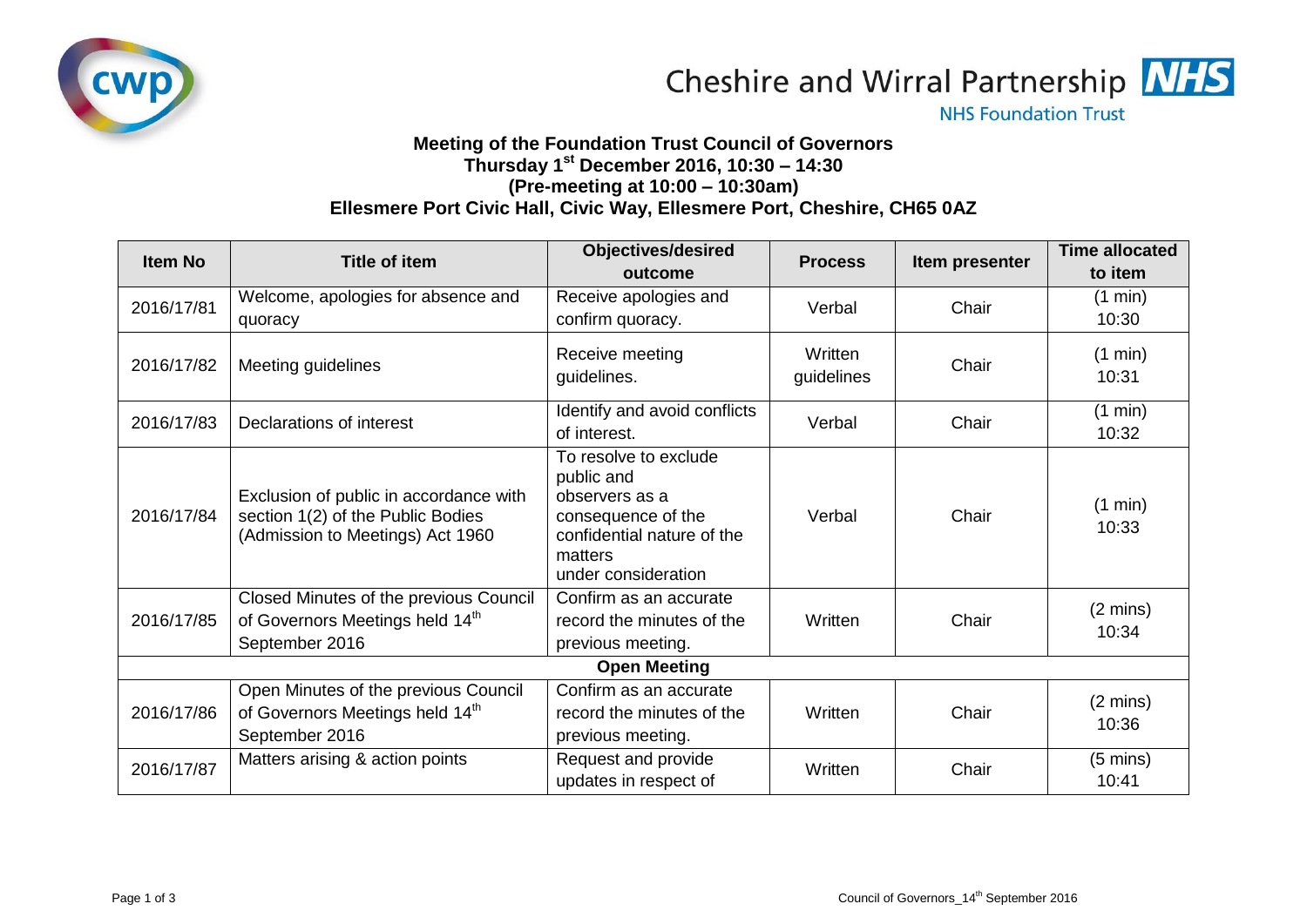Cheshire and Wirral Partnership NHS Foundation Trust

**Meeting of the Foundation Trust Council of Governors**
**Thursday 1st December 2016, 10:30 – 14:30**
**(Pre-meeting at 10:00 – 10:30am)**
**Ellesmere Port Civic Hall, Civic Way, Ellesmere Port, Cheshire, CH65 0AZ**

| Item No | Title of item | Objectives/desired outcome | Process | Item presenter | Time allocated to item |
|---|---|---|---|---|---|
| 2016/17/81 | Welcome, apologies for absence and quoracy | Receive apologies and confirm quoracy. | Verbal | Chair | (1 min) 10:30 |
| 2016/17/82 | Meeting guidelines | Receive meeting guidelines. | Written guidelines | Chair | (1 min) 10:31 |
| 2016/17/83 | Declarations of interest | Identify and avoid conflicts of interest. | Verbal | Chair | (1 min) 10:32 |
| 2016/17/84 | Exclusion of public in accordance with section 1(2) of the Public Bodies (Admission to Meetings) Act 1960 | To resolve to exclude public and observers as a consequence of the confidential nature of the matters under consideration | Verbal | Chair | (1 min) 10:33 |
| 2016/17/85 | Closed Minutes of the previous Council of Governors Meetings held 14th September 2016 | Confirm as an accurate record the minutes of the previous meeting. | Written | Chair | (2 mins) 10:34 |
| **Open Meeting** | | | | | |
| 2016/17/86 | Open Minutes of the previous Council of Governors Meetings held 14th September 2016 | Confirm as an accurate record the minutes of the previous meeting. | Written | Chair | (2 mins) 10:36 |
| 2016/17/87 | Matters arising & action points | Request and provide updates in respect of | Written | Chair | (5 mins) 10:41 |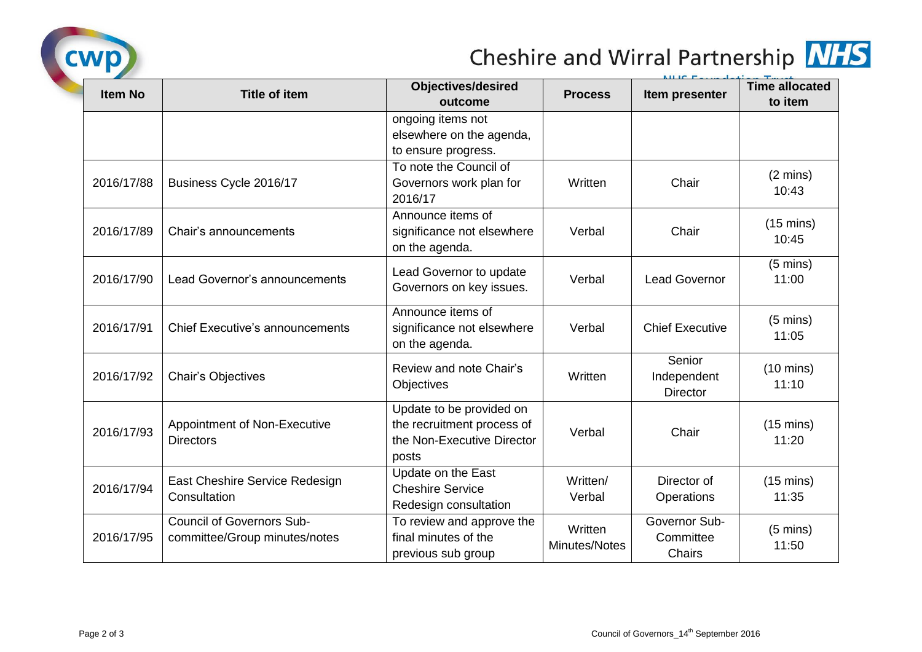| Item No | Title of item | Objectives/desired outcome | Process | Item presenter | Time allocated to item |
|---|---|---|---|---|---|
| | | ongoing items not elsewhere on the agenda, to ensure progress. | | | |
| 2016/17/88 | Business Cycle 2016/17 | To note the Council of Governors work plan for 2016/17 | Written | Chair | (2 mins) 10:43 |
| 2016/17/89 | Chair's announcements | Announce items of significance not elsewhere on the agenda. | Verbal | Chair | (15 mins) 10:45 |
| 2016/17/90 | Lead Governor's announcements | Lead Governor to update Governors on key issues. | Verbal | Lead Governor | (5 mins) 11:00 |
| 2016/17/91 | Chief Executive's announcements | Announce items of significance not elsewhere on the agenda. | Verbal | Chief Executive | (5 mins) 11:05 |
| 2016/17/92 | Chair's Objectives | Review and note Chair's Objectives | Written | Senior Independent Director | (10 mins) 11:10 |
| 2016/17/93 | Appointment of Non-Executive Directors | Update to be provided on the recruitment process of the Non-Executive Director posts | Verbal | Chair | (15 mins) 11:20 |
| 2016/17/94 | East Cheshire Service Redesign Consultation | Update on the East Cheshire Service Redesign consultation | Written/ Verbal | Director of Operations | (15 mins) 11:35 |
| 2016/17/95 | Council of Governors Sub-committee/Group minutes/notes | To review and approve the final minutes of the previous sub group | Written Minutes/Notes | Governor Sub-Committee Chairs | (5 mins) 11:50 |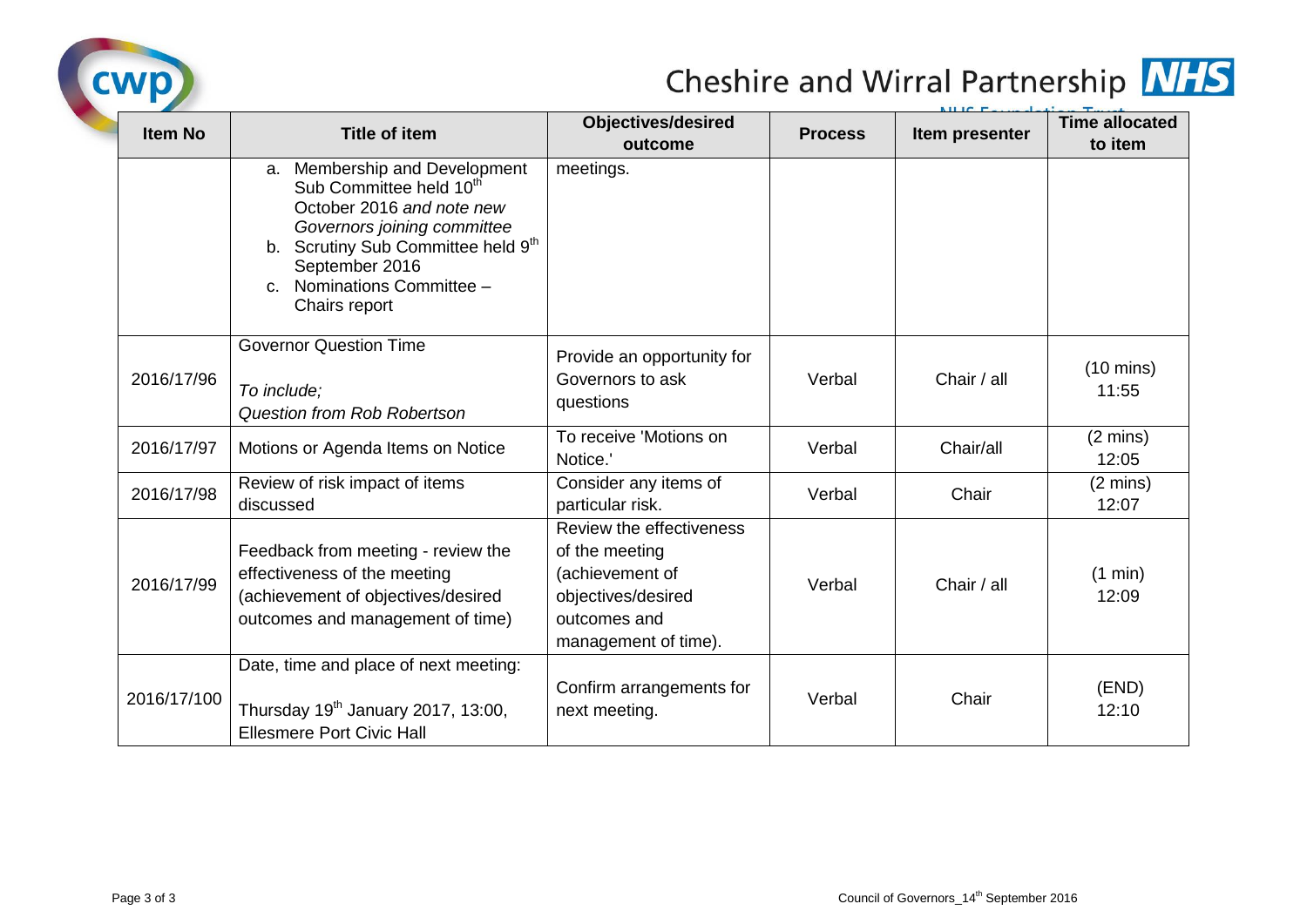| Item No | Title of item | Objectives/desired outcome | Process | Item presenter | Time allocated to item |
|---|---|---|---|---|---|
| | a. Membership and Development Sub Committee held 10th October 2016 *and note new Governors joining committee*<br>b. Scrutiny Sub Committee held 9th September 2016<br>c. Nominations Committee – Chairs report | meetings. | | | |
| 2016/17/96 | Governor Question Time<br><br>*To include;*<br>*Question from Rob Robertson* | Provide an opportunity for Governors to ask questions | Verbal | Chair / all | (10 mins)<br>11:55 |
| 2016/17/97 | Motions or Agenda Items on Notice | To receive 'Motions on Notice.' | Verbal | Chair/all | (2 mins)<br>12:05 |
| 2016/17/98 | Review of risk impact of items discussed | Consider any items of particular risk. | Verbal | Chair | (2 mins)<br>12:07 |
| 2016/17/99 | Feedback from meeting - review the effectiveness of the meeting (achievement of objectives/desired outcomes and management of time) | Review the effectiveness of the meeting (achievement of objectives/desired outcomes and management of time). | Verbal | Chair / all | (1 min)<br>12:09 |
| 2016/17/100 | Date, time and place of next meeting:<br><br>Thursday 19th January 2017, 13:00, Ellesmere Port Civic Hall | Confirm arrangements for next meeting. | Verbal | Chair | (END)<br>12:10 |